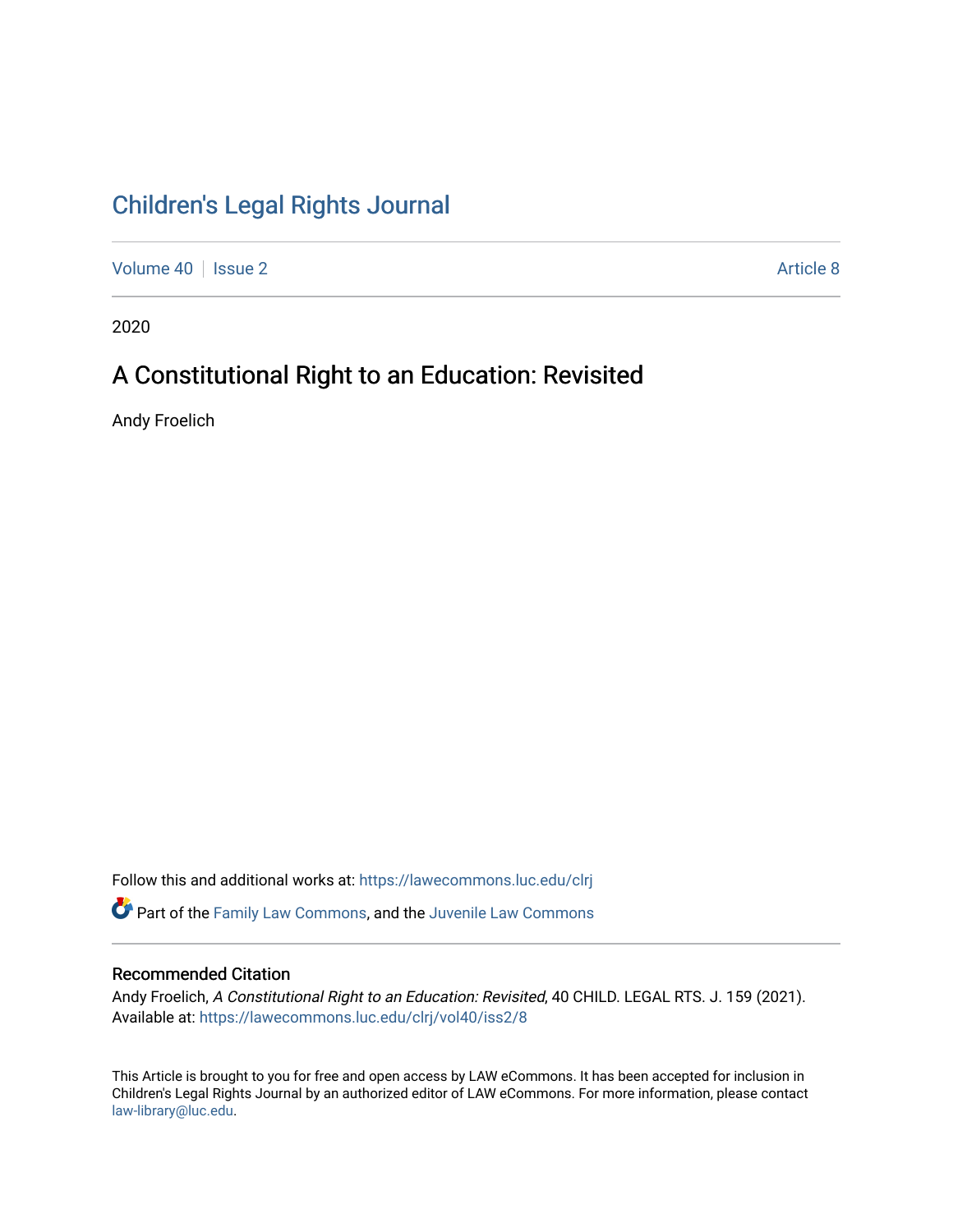# Children's Legal Rights Journal

Volume 40 | Issue 2 | Article 8

2020

## A Constitutional Right to an Education: Revisited

Andy Froelich

Follow this and additional works at: https://lawecommons.luc.edu/clrj

Part of the Family Law Commons, and the Juvenile Law Commons

### Recommended Citation

Andy Froelich, *A Constitutional Right to an Education: Revisited*, 40 CHILD. LEGAL RTS. J. 159 (2021).
Available at: https://lawecommons.luc.edu/clrj/vol40/iss2/8

This Article is brought to you for free and open access by LAW eCommons. It has been accepted for inclusion in Children's Legal Rights Journal by an authorized editor of LAW eCommons. For more information, please contact law-library@luc.edu.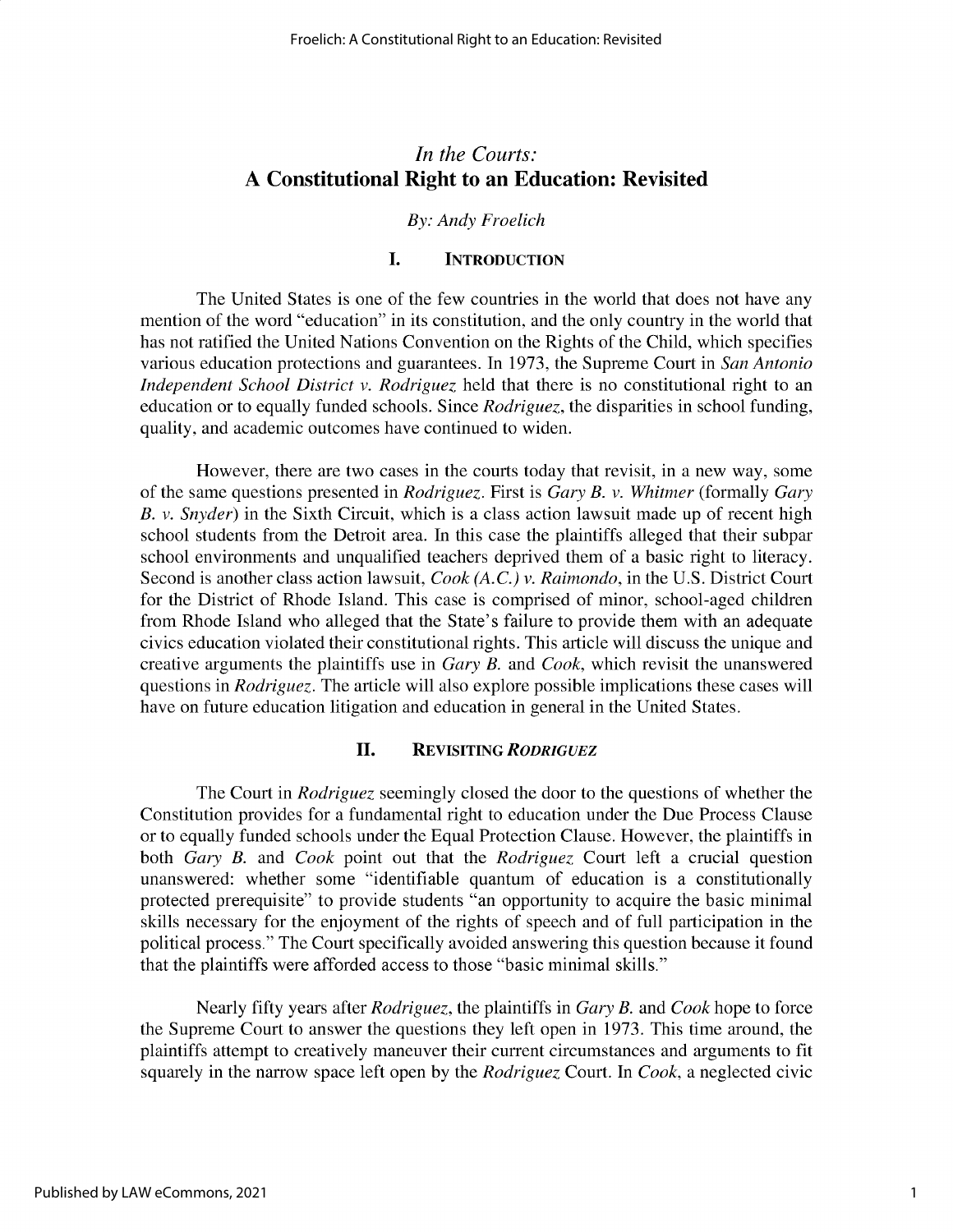# *In the Courts:*
# A Constitutional Right to an Education: Revisited

*By: Andy Froelich*

## I. Introduction

The United States is one of the few countries in the world that does not have any mention of the word "education" in its constitution, and the only country in the world that has not ratified the United Nations Convention on the Rights of the Child, which specifies various education protections and guarantees. In 1973, the Supreme Court in *San Antonio Independent School District v. Rodriguez* held that there is no constitutional right to an education or to equally funded schools. Since *Rodriguez*, the disparities in school funding, quality, and academic outcomes have continued to widen.

However, there are two cases in the courts today that revisit, in a new way, some of the same questions presented in *Rodriguez*. First is *Gary B. v. Whitmer* (formally *Gary B. v. Snyder*) in the Sixth Circuit, which is a class action lawsuit made up of recent high school students from the Detroit area. In this case the plaintiffs alleged that their subpar school environments and unqualified teachers deprived them of a basic right to literacy. Second is another class action lawsuit, *Cook (A.C.) v. Raimondo*, in the U.S. District Court for the District of Rhode Island. This case is comprised of minor, school-aged children from Rhode Island who alleged that the State's failure to provide them with an adequate civics education violated their constitutional rights. This article will discuss the unique and creative arguments the plaintiffs use in *Gary B.* and *Cook*, which revisit the unanswered questions in *Rodriguez*. The article will also explore possible implications these cases will have on future education litigation and education in general in the United States.

## II. Revisiting *Rodriguez*

The Court in *Rodriguez* seemingly closed the door to the questions of whether the Constitution provides for a fundamental right to education under the Due Process Clause or to equally funded schools under the Equal Protection Clause. However, the plaintiffs in both *Gary B.* and *Cook* point out that the *Rodriguez* Court left a crucial question unanswered: whether some "identifiable quantum of education is a constitutionally protected prerequisite" to provide students "an opportunity to acquire the basic minimal skills necessary for the enjoyment of the rights of speech and of full participation in the political process." The Court specifically avoided answering this question because it found that the plaintiffs were afforded access to those "basic minimal skills."

Nearly fifty years after *Rodriguez*, the plaintiffs in *Gary B.* and *Cook* hope to force the Supreme Court to answer the questions they left open in 1973. This time around, the plaintiffs attempt to creatively maneuver their current circumstances and arguments to fit squarely in the narrow space left open by the *Rodriguez* Court. In *Cook*, a neglected civic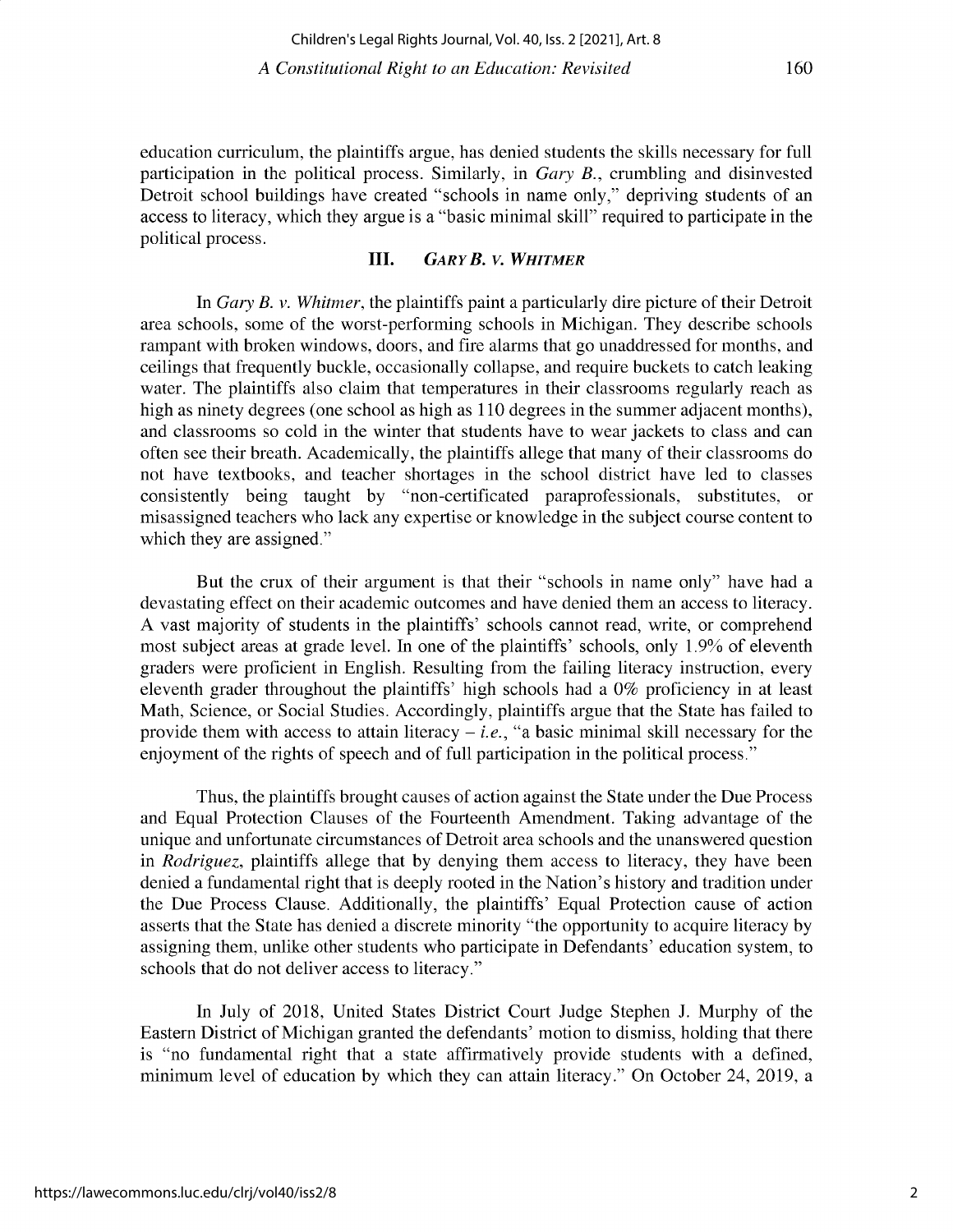education curriculum, the plaintiffs argue, has denied students the skills necessary for full participation in the political process. Similarly, in *Gary B.*, crumbling and disinvested Detroit school buildings have created "schools in name only," depriving students of an access to literacy, which they argue is a "basic minimal skill" required to participate in the political process.

## III. *GARY B. v. WHITMER*

In *Gary B. v. Whitmer*, the plaintiffs paint a particularly dire picture of their Detroit area schools, some of the worst-performing schools in Michigan. They describe schools rampant with broken windows, doors, and fire alarms that go unaddressed for months, and ceilings that frequently buckle, occasionally collapse, and require buckets to catch leaking water. The plaintiffs also claim that temperatures in their classrooms regularly reach as high as ninety degrees (one school as high as 110 degrees in the summer adjacent months), and classrooms so cold in the winter that students have to wear jackets to class and can often see their breath. Academically, the plaintiffs allege that many of their classrooms do not have textbooks, and teacher shortages in the school district have led to classes consistently being taught by "non-certificated paraprofessionals, substitutes, or misassigned teachers who lack any expertise or knowledge in the subject course content to which they are assigned."

But the crux of their argument is that their "schools in name only" have had a devastating effect on their academic outcomes and have denied them an access to literacy. A vast majority of students in the plaintiffs' schools cannot read, write, or comprehend most subject areas at grade level. In one of the plaintiffs' schools, only 1.9% of eleventh graders were proficient in English. Resulting from the failing literacy instruction, every eleventh grader throughout the plaintiffs' high schools had a 0% proficiency in at least Math, Science, or Social Studies. Accordingly, plaintiffs argue that the State has failed to provide them with access to attain literacy – *i.e.*, "a basic minimal skill necessary for the enjoyment of the rights of speech and of full participation in the political process."

Thus, the plaintiffs brought causes of action against the State under the Due Process and Equal Protection Clauses of the Fourteenth Amendment. Taking advantage of the unique and unfortunate circumstances of Detroit area schools and the unanswered question in *Rodriguez*, plaintiffs allege that by denying them access to literacy, they have been denied a fundamental right that is deeply rooted in the Nation's history and tradition under the Due Process Clause. Additionally, the plaintiffs' Equal Protection cause of action asserts that the State has denied a discrete minority "the opportunity to acquire literacy by assigning them, unlike other students who participate in Defendants' education system, to schools that do not deliver access to literacy."

In July of 2018, United States District Court Judge Stephen J. Murphy of the Eastern District of Michigan granted the defendants' motion to dismiss, holding that there is "no fundamental right that a state affirmatively provide students with a defined, minimum level of education by which they can attain literacy." On October 24, 2019, a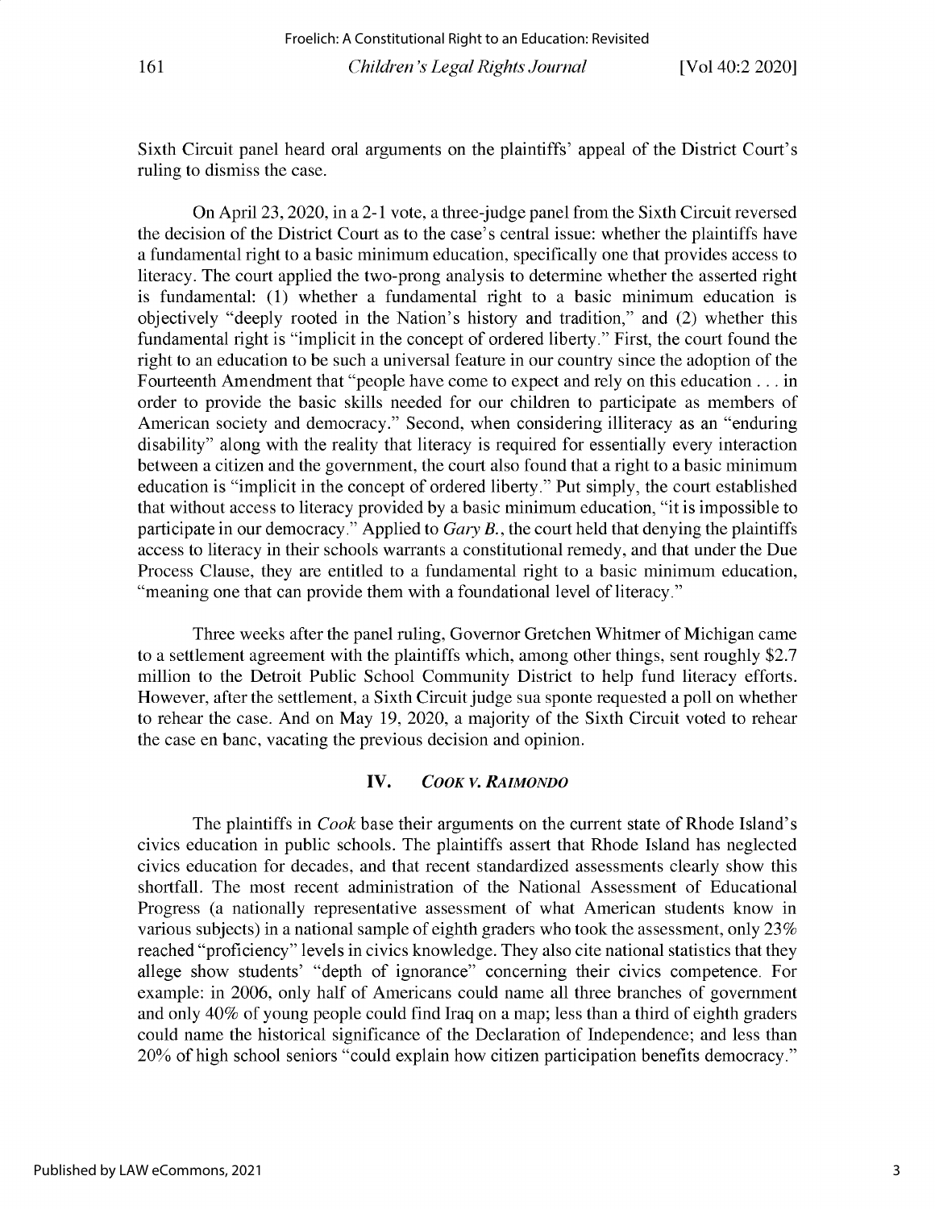Sixth Circuit panel heard oral arguments on the plaintiffs' appeal of the District Court's ruling to dismiss the case.

On April 23, 2020, in a 2-1 vote, a three-judge panel from the Sixth Circuit reversed the decision of the District Court as to the case's central issue: whether the plaintiffs have a fundamental right to a basic minimum education, specifically one that provides access to literacy. The court applied the two-prong analysis to determine whether the asserted right is fundamental: (1) whether a fundamental right to a basic minimum education is objectively "deeply rooted in the Nation's history and tradition," and (2) whether this fundamental right is "implicit in the concept of ordered liberty." First, the court found the right to an education to be such a universal feature in our country since the adoption of the Fourteenth Amendment that "people have come to expect and rely on this education . . . in order to provide the basic skills needed for our children to participate as members of American society and democracy." Second, when considering illiteracy as an "enduring disability" along with the reality that literacy is required for essentially every interaction between a citizen and the government, the court also found that a right to a basic minimum education is "implicit in the concept of ordered liberty." Put simply, the court established that without access to literacy provided by a basic minimum education, "it is impossible to participate in our democracy." Applied to *Gary B.*, the court held that denying the plaintiffs access to literacy in their schools warrants a constitutional remedy, and that under the Due Process Clause, they are entitled to a fundamental right to a basic minimum education, "meaning one that can provide them with a foundational level of literacy."

Three weeks after the panel ruling, Governor Gretchen Whitmer of Michigan came to a settlement agreement with the plaintiffs which, among other things, sent roughly $2.7 million to the Detroit Public School Community District to help fund literacy efforts. However, after the settlement, a Sixth Circuit judge sua sponte requested a poll on whether to rehear the case. And on May 19, 2020, a majority of the Sixth Circuit voted to rehear the case en banc, vacating the previous decision and opinion.

## IV. *Cook v. Raimondo*

The plaintiffs in *Cook* base their arguments on the current state of Rhode Island's civics education in public schools. The plaintiffs assert that Rhode Island has neglected civics education for decades, and that recent standardized assessments clearly show this shortfall. The most recent administration of the National Assessment of Educational Progress (a nationally representative assessment of what American students know in various subjects) in a national sample of eighth graders who took the assessment, only 23% reached "proficiency" levels in civics knowledge. They also cite national statistics that they allege show students' "depth of ignorance" concerning their civics competence. For example: in 2006, only half of Americans could name all three branches of government and only 40% of young people could find Iraq on a map; less than a third of eighth graders could name the historical significance of the Declaration of Independence; and less than 20% of high school seniors "could explain how citizen participation benefits democracy."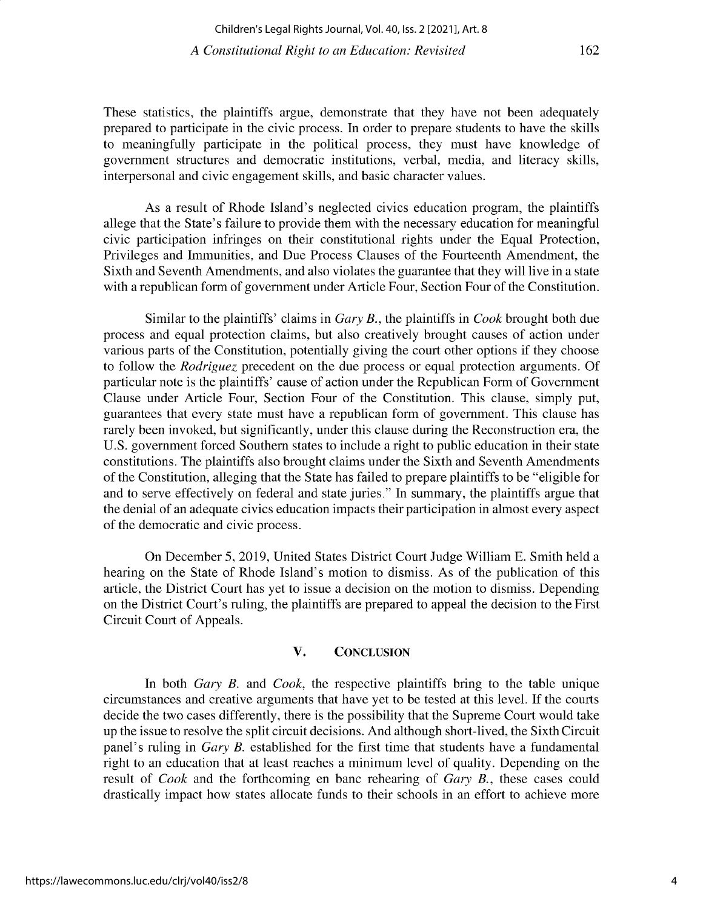These statistics, the plaintiffs argue, demonstrate that they have not been adequately prepared to participate in the civic process. In order to prepare students to have the skills to meaningfully participate in the political process, they must have knowledge of government structures and democratic institutions, verbal, media, and literacy skills, interpersonal and civic engagement skills, and basic character values.

As a result of Rhode Island's neglected civics education program, the plaintiffs allege that the State's failure to provide them with the necessary education for meaningful civic participation infringes on their constitutional rights under the Equal Protection, Privileges and Immunities, and Due Process Clauses of the Fourteenth Amendment, the Sixth and Seventh Amendments, and also violates the guarantee that they will live in a state with a republican form of government under Article Four, Section Four of the Constitution.

Similar to the plaintiffs' claims in *Gary B.*, the plaintiffs in *Cook* brought both due process and equal protection claims, but also creatively brought causes of action under various parts of the Constitution, potentially giving the court other options if they choose to follow the *Rodriguez* precedent on the due process or equal protection arguments. Of particular note is the plaintiffs' cause of action under the Republican Form of Government Clause under Article Four, Section Four of the Constitution. This clause, simply put, guarantees that every state must have a republican form of government. This clause has rarely been invoked, but significantly, under this clause during the Reconstruction era, the U.S. government forced Southern states to include a right to public education in their state constitutions. The plaintiffs also brought claims under the Sixth and Seventh Amendments of the Constitution, alleging that the State has failed to prepare plaintiffs to be "eligible for and to serve effectively on federal and state juries." In summary, the plaintiffs argue that the denial of an adequate civics education impacts their participation in almost every aspect of the democratic and civic process.

On December 5, 2019, United States District Court Judge William E. Smith held a hearing on the State of Rhode Island's motion to dismiss. As of the publication of this article, the District Court has yet to issue a decision on the motion to dismiss. Depending on the District Court's ruling, the plaintiffs are prepared to appeal the decision to the First Circuit Court of Appeals.

## V. CONCLUSION

In both *Gary B.* and *Cook*, the respective plaintiffs bring to the table unique circumstances and creative arguments that have yet to be tested at this level. If the courts decide the two cases differently, there is the possibility that the Supreme Court would take up the issue to resolve the split circuit decisions. And although short-lived, the Sixth Circuit panel's ruling in *Gary B.* established for the first time that students have a fundamental right to an education that at least reaches a minimum level of quality. Depending on the result of *Cook* and the forthcoming en banc rehearing of *Gary B.*, these cases could drastically impact how states allocate funds to their schools in an effort to achieve more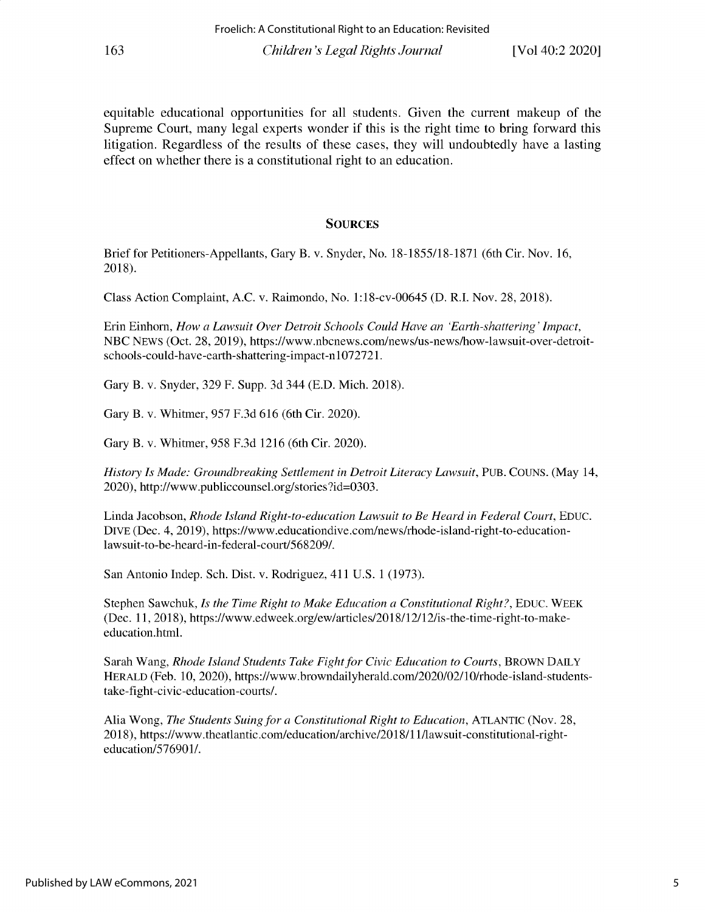equitable educational opportunities for all students. Given the current makeup of the Supreme Court, many legal experts wonder if this is the right time to bring forward this litigation. Regardless of the results of these cases, they will undoubtedly have a lasting effect on whether there is a constitutional right to an education.

## SOURCES

Brief for Petitioners-Appellants, Gary B. v. Snyder, No. 18-1855/18-1871 (6th Cir. Nov. 16, 2018).

Class Action Complaint, A.C. v. Raimondo, No. 1:18-cv-00645 (D. R.I. Nov. 28, 2018).

Erin Einhorn, *How a Lawsuit Over Detroit Schools Could Have an 'Earth-shattering' Impact*, NBC NEWS (Oct. 28, 2019), https://www.nbcnews.com/news/us-news/how-lawsuit-over-detroit-schools-could-have-earth-shattering-impact-n1072721.

Gary B. v. Snyder, 329 F. Supp. 3d 344 (E.D. Mich. 2018).

Gary B. v. Whitmer, 957 F.3d 616 (6th Cir. 2020).

Gary B. v. Whitmer, 958 F.3d 1216 (6th Cir. 2020).

*History Is Made: Groundbreaking Settlement in Detroit Literacy Lawsuit*, PUB. COUNS. (May 14, 2020), http://www.publiccounsel.org/stories?id=0303.

Linda Jacobson, *Rhode Island Right-to-education Lawsuit to Be Heard in Federal Court*, EDUC. DIVE (Dec. 4, 2019), https://www.educationdive.com/news/rhode-island-right-to-education-lawsuit-to-be-heard-in-federal-court/568209/.

San Antonio Indep. Sch. Dist. v. Rodriguez, 411 U.S. 1 (1973).

Stephen Sawchuk, *Is the Time Right to Make Education a Constitutional Right?*, EDUC. WEEK (Dec. 11, 2018), https://www.edweek.org/ew/articles/2018/12/12/is-the-time-right-to-make-education.html.

Sarah Wang, *Rhode Island Students Take Fight for Civic Education to Courts*, BROWN DAILY HERALD (Feb. 10, 2020), https://www.browndailyherald.com/2020/02/10/rhode-island-students-take-fight-civic-education-courts/.

Alia Wong, *The Students Suing for a Constitutional Right to Education*, ATLANTIC (Nov. 28, 2018), https://www.theatlantic.com/education/archive/2018/11/lawsuit-constitutional-right-education/576901/.